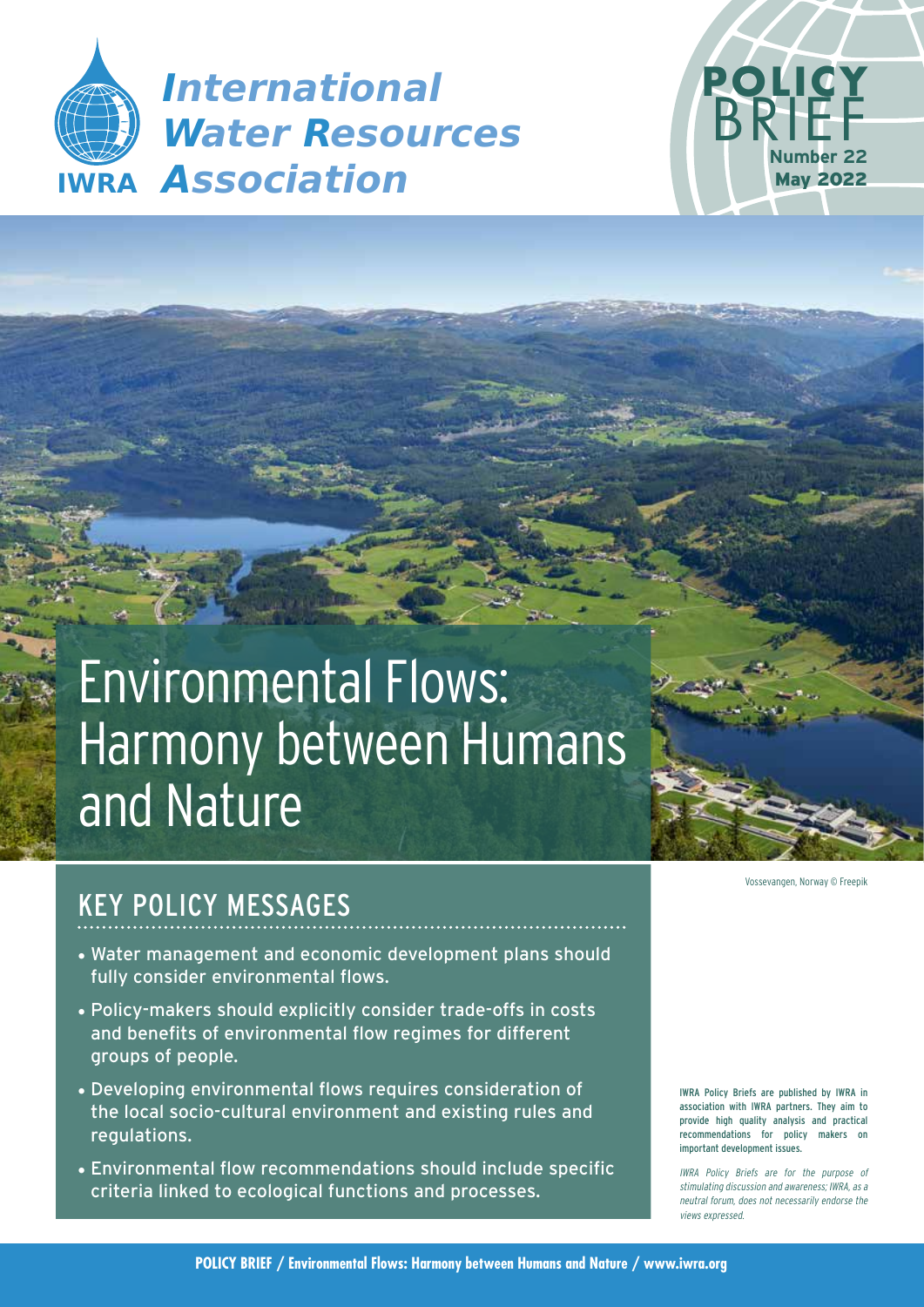International Water Resources Association

IWRA

POLICY BRIEF

Number 22

May 2022

# Environmental Flows: Harmony between Humans and Nature

Vossevangen, Norway © Freepik

## KEY POLICY MESSAGES

- Water management and economic development plans should fully consider environmental flows.
- Policy-makers should explicitly consider trade-offs in costs and benefits of environmental flow regimes for different groups of people.
- Developing environmental flows requires consideration of the local socio-cultural environment and existing rules and regulations.
- Environmental flow recommendations should include specific criteria linked to ecological functions and processes.

IWRA Policy Briefs are published by IWRA in association with IWRA partners. They aim to provide high quality analysis and practical recommendations for policy makers on important development issues.

*IWRA Policy Briefs are for the purpose of stimulating discussion and awareness; IWRA, as a neutral forum, does not necessarily endorse the views expressed.*

**POLICY BRIEF / Environmental Flows: Harmony between Humans and Nature / www.iwra.org**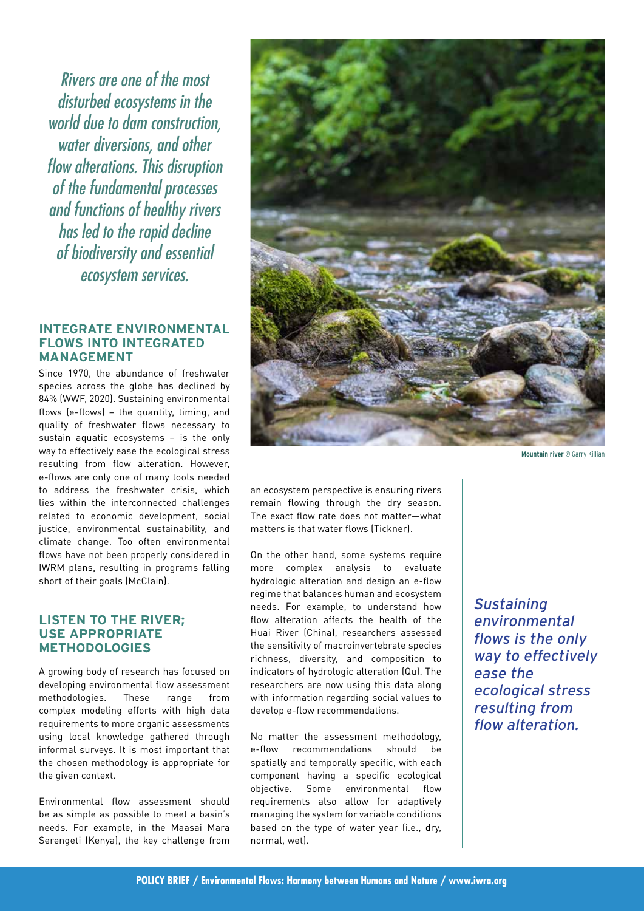*Rivers are one of the most disturbed ecosystems in the world due to dam construction, water diversions, and other flow alterations. This disruption of the fundamental processes and functions of healthy rivers has led to the rapid decline of biodiversity and essential ecosystem services.*

## INTEGRATE ENVIRONMENTAL FLOWS INTO INTEGRATED MANAGEMENT

Since 1970, the abundance of freshwater species across the globe has declined by 84% (WWF, 2020). Sustaining environmental flows (e-flows) – the quantity, timing, and quality of freshwater flows necessary to sustain aquatic ecosystems – is the only way to effectively ease the ecological stress resulting from flow alteration. However, e-flows are only one of many tools needed to address the freshwater crisis, which lies within the interconnected challenges related to economic development, social justice, environmental sustainability, and climate change. Too often environmental flows have not been properly considered in IWRM plans, resulting in programs falling short of their goals (McClain).

## LISTEN TO THE RIVER; USE APPROPRIATE METHODOLOGIES

A growing body of research has focused on developing environmental flow assessment methodologies. These range from complex modeling efforts with high data requirements to more organic assessments using local knowledge gathered through informal surveys. It is most important that the chosen methodology is appropriate for the given context.

Environmental flow assessment should be as simple as possible to meet a basin's needs. For example, in the Maasai Mara Serengeti (Kenya), the key challenge from an ecosystem perspective is ensuring rivers remain flowing through the dry season. The exact flow rate does not matter—what matters is that water flows (Tickner).

**Mountain river** © Garry Killian

On the other hand, some systems require more complex analysis to evaluate hydrologic alteration and design an e-flow regime that balances human and ecosystem needs. For example, to understand how flow alteration affects the health of the Huai River (China), researchers assessed the sensitivity of macroinvertebrate species richness, diversity, and composition to indicators of hydrologic alteration (Qu). The researchers are now using this data along with information regarding social values to develop e-flow recommendations.

No matter the assessment methodology, e-flow recommendations should be spatially and temporally specific, with each component having a specific ecological objective. Some environmental flow requirements also allow for adaptively managing the system for variable conditions based on the type of water year (i.e., dry, normal, wet).

*Sustaining environmental flows is the only way to effectively ease the ecological stress resulting from flow alteration.*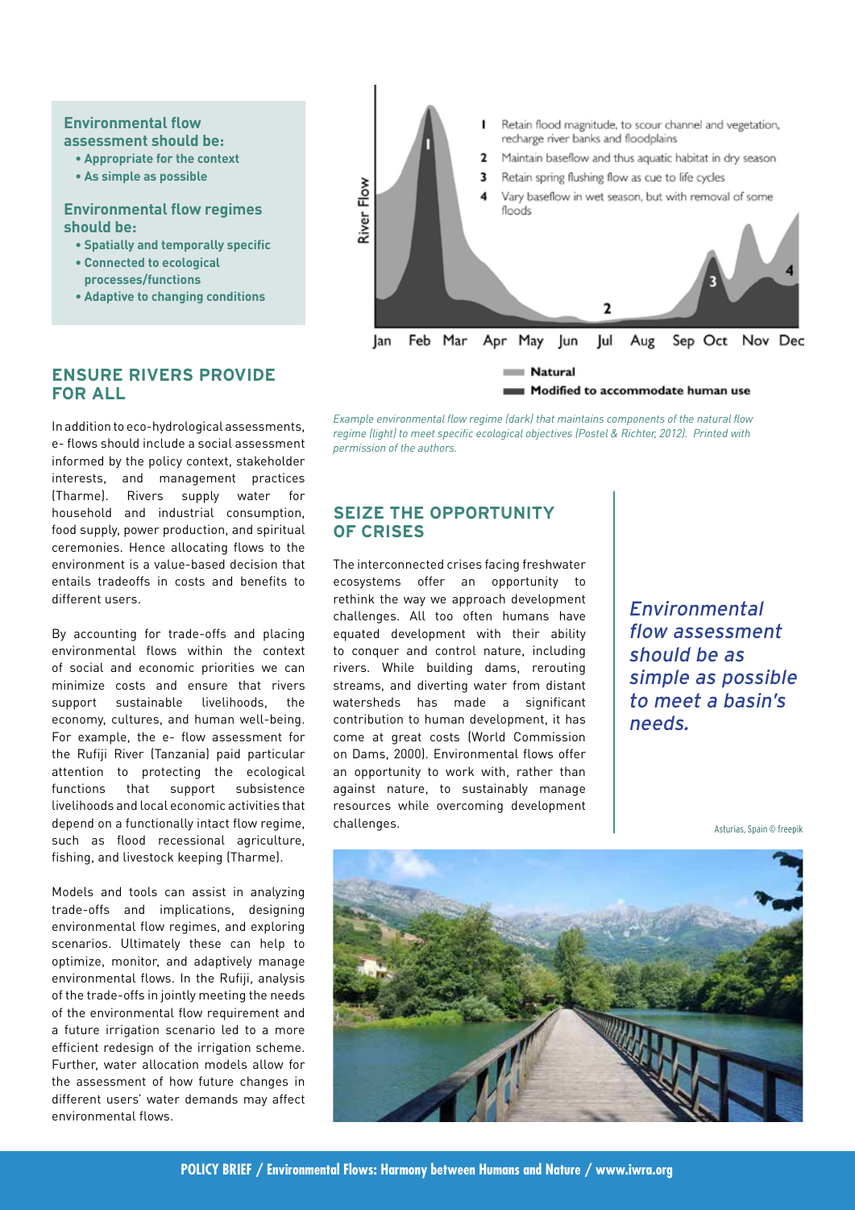**Environmental flow assessment should be:**

- Appropriate for the context
- As simple as possible

**Environmental flow regimes should be:**

- Spatially and temporally specific
- Connected to ecological processes/functions
- Adaptive to changing conditions

## ENSURE RIVERS PROVIDE FOR ALL

In addition to eco-hydrological assessments, e- flows should include a social assessment informed by the policy context, stakeholder interests, and management practices (Tharme). Rivers supply water for household and industrial consumption, food supply, power production, and spiritual ceremonies. Hence allocating flows to the environment is a value-based decision that entails tradeoffs in costs and benefits to different users.

By accounting for trade-offs and placing environmental flows within the context of social and economic priorities we can minimize costs and ensure that rivers support sustainable livelihoods, the economy, cultures, and human well-being. For example, the e- flow assessment for the Rufiji River (Tanzania) paid particular attention to protecting the ecological functions that support subsistence livelihoods and local economic activities that depend on a functionally intact flow regime, such as flood recessional agriculture, fishing, and livestock keeping (Tharme).

Models and tools can assist in analyzing trade-offs and implications, designing environmental flow regimes, and exploring scenarios. Ultimately these can help to optimize, monitor, and adaptively manage environmental flows. In the Rufiji, analysis of the trade-offs in jointly meeting the needs of the environmental flow requirement and a future irrigation scenario led to a more efficient redesign of the irrigation scheme. Further, water allocation models allow for the assessment of how future changes in different users' water demands may affect environmental flows.

1 Retain flood magnitude, to scour channel and vegetation, recharge river banks and floodplains
2 Maintain baseflow and thus aquatic habitat in dry season
3 Retain spring flushing flow as cue to life cycles
4 Vary baseflow in wet season, but with removal of some floods

River Flow — Jan Feb Mar Apr May Jun Jul Aug Sep Oct Nov Dec

Natural / Modified to accommodate human use

*Example environmental flow regime (dark) that maintains components of the natural flow regime (light) to meet specific ecological objectives (Postel & Richter, 2012). Printed with permission of the authors.*

## SEIZE THE OPPORTUNITY OF CRISES

The interconnected crises facing freshwater ecosystems offer an opportunity to rethink the way we approach development challenges. All too often humans have equated development with their ability to conquer and control nature, including rivers. While building dams, rerouting streams, and diverting water from distant watersheds has made a significant contribution to human development, it has come at great costs (World Commission on Dams, 2000). Environmental flows offer an opportunity to work with, rather than against nature, to sustainably manage resources while overcoming development challenges.

*Environmental flow assessment should be as simple as possible to meet a basin's needs.*

Asturias, Spain © freepik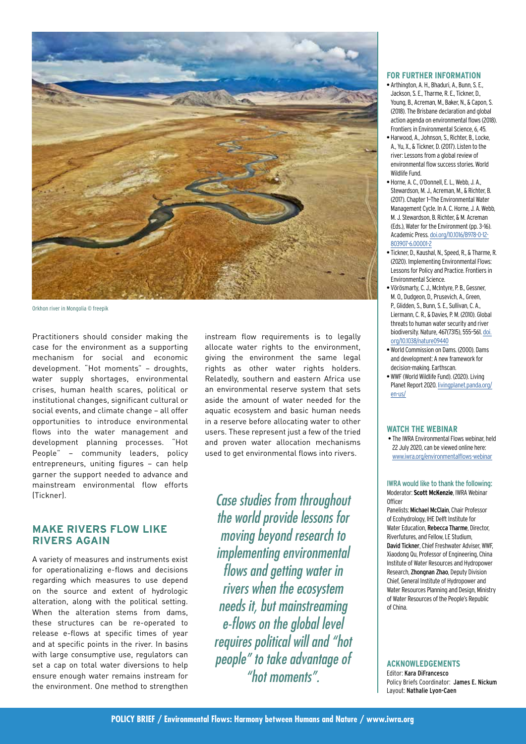Orkhon river in Mongolia © freepik

Practitioners should consider making the case for the environment as a supporting mechanism for social and economic development. "Hot moments" – droughts, water supply shortages, environmental crises, human health scares, political or institutional changes, significant cultural or social events, and climate change – all offer opportunities to introduce environmental flows into the water management and development planning processes. "Hot People" – community leaders, policy entrepreneurs, uniting figures – can help garner the support needed to advance and mainstream environmental flow efforts (Tickner).

## MAKE RIVERS FLOW LIKE RIVERS AGAIN

A variety of measures and instruments exist for operationalizing e-flows and decisions regarding which measures to use depend on the source and extent of hydrologic alteration, along with the political setting. When the alteration stems from dams, these structures can be re-operated to release e-flows at specific times of year and at specific points in the river. In basins with large consumptive use, regulators can set a cap on total water diversions to help ensure enough water remains instream for the environment. One method to strengthen instream flow requirements is to legally allocate water rights to the environment, giving the environment the same legal rights as other water rights holders. Relatedly, southern and eastern Africa use an environmental reserve system that sets aside the amount of water needed for the aquatic ecosystem and basic human needs in a reserve before allocating water to other users. These represent just a few of the tried and proven water allocation mechanisms used to get environmental flows into rivers.

*Case studies from throughout the world provide lessons for moving beyond research to implementing environmental flows and getting water in rivers when the ecosystem needs it, but mainstreaming e-flows on the global level requires political will and "hot people" to take advantage of "hot moments".*

### FOR FURTHER INFORMATION

- Arthington, A. H., Bhaduri, A., Bunn, S. E., Jackson, S. E., Tharme, R. E., Tickner, D., Young, B., Acreman, M., Baker, N., & Capon, S. (2018). The Brisbane declaration and global action agenda on environmental flows (2018). Frontiers in Environmental Science, 6, 45.
- Harwood, A., Johnson, S., Richter, B., Locke, A., Yu, X., & Tickner, D. (2017). Listen to the river: Lessons from a global review of environmental flow success stories. World Wildlife Fund.
- Horne, A. C., O'Donnell, E. L., Webb, J. A., Stewardson, M. J., Acreman, M., & Richter, B. (2017). Chapter 1–The Environmental Water Management Cycle. In A. C. Horne, J. A. Webb, M. J. Stewardson, B. Richter, & M. Acreman (Eds.), Water for the Environment (pp. 3-16). Academic Press. doi.org/10.1016/B978-0-12-803907-6.00001-2
- Tickner, D., Kaushal, N., Speed, R., & Tharme, R. (2020). Implementing Environmental Flows: Lessons for Policy and Practice. Frontiers in Environmental Science.
- Vörösmarty, C. J., McIntyre, P. B., Gessner, M. O., Dudgeon, D., Prusevich, A., Green, P., Glidden, S., Bunn, S. E., Sullivan, C. A., Liermann, C. R., & Davies, P. M. (2010). Global threats to human water security and river biodiversity. Nature, 467(7315), 555-561. doi.org/10.1038/nature09440
- World Commission on Dams. (2000). Dams and development: A new framework for decision-making. Earthscan.
- WWF (World Wildlife Fund). (2020). Living Planet Report 2020. livingplanet.panda.org/en-us/

### WATCH THE WEBINAR

- The IWRA Environmental Flows webinar, held 22 July 2020, can be viewed online here: www.iwra.org/environmentalflows-webinar

**IWRA would like to thank the following:**

Moderator: **Scott McKenzie**, IWRA Webinar Officer

Panelists: **Michael McClain**, Chair Professor of Ecohydrology, IHE Delft Institute for Water Education, **Rebecca Tharme**, Director, Riverfutures, and Fellow, LE Studium, **David Tickner**, Chief Freshwater Adviser, WWF, Xiaodong Qu, Professor of Engineering, China Institute of Water Resources and Hydropower Research, **Zhongnan Zhao**, Deputy Division Chief, General Institute of Hydropower and Water Resources Planning and Design, Ministry of Water Resources of the People's Republic of China.

### ACKNOWLEDGEMENTS

Editor: **Kara DiFrancesco**
Policy Briefs Coordinator: **James E. Nickum**
Layout: **Nathalie Lyon-Caen**